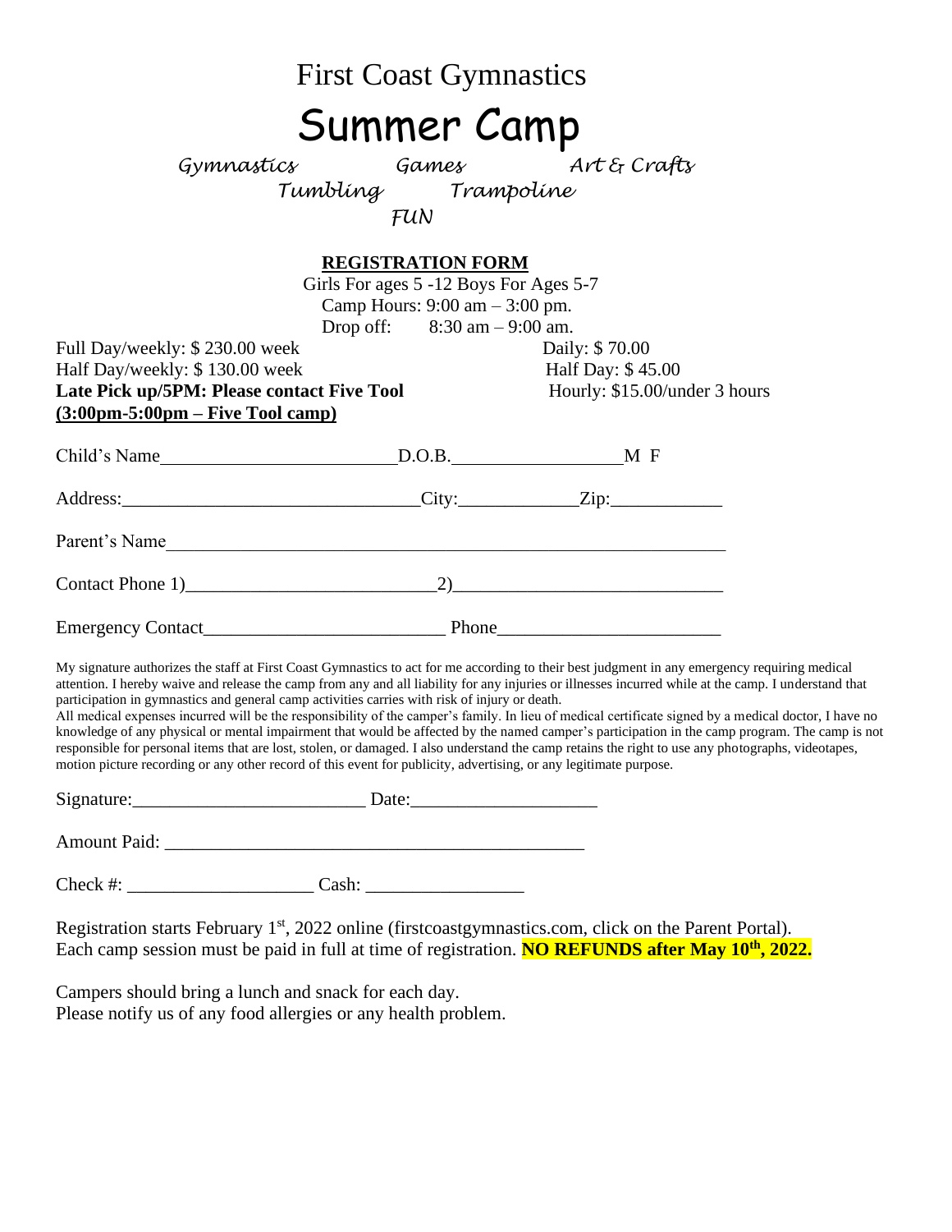# First Coast Gymnastics

# Summer Camp

*Gymnastics Games Art & Crafts*
*Tumbling Trampoline*
*FUN*

## REGISTRATION FORM

Girls For ages 5 -12 Boys For Ages 5-7
Camp Hours: 9:00 am – 3:00 pm.
Drop off: 8:30 am – 9:00 am.

Full Day/weekly: $ 230.00 week
Daily: $ 70.00
Half Day/weekly: $ 130.00 week
Half Day: $ 45.00
**Late Pick up/5PM: Please contact Five Tool**
Hourly: $15.00/under 3 hours
**(3:00pm-5:00pm – Five Tool camp)**

Child's Name_________________________D.O.B.__________________M F

Address:_______________________________City:____________Zip:____________

Parent's Name____________________________________________________________

Contact Phone 1)__________________________2)____________________________

Emergency Contact_________________________ Phone_______________________

My signature authorizes the staff at First Coast Gymnastics to act for me according to their best judgment in any emergency requiring medical attention. I hereby waive and release the camp from any and all liability for any injuries or illnesses incurred while at the camp. I understand that participation in gymnastics and general camp activities carries with risk of injury or death.
All medical expenses incurred will be the responsibility of the camper's family. In lieu of medical certificate signed by a medical doctor, I have no knowledge of any physical or mental impairment that would be affected by the named camper's participation in the camp program. The camp is not responsible for personal items that are lost, stolen, or damaged. I also understand the camp retains the right to use any photographs, videotapes, motion picture recording or any other record of this event for publicity, advertising, or any legitimate purpose.

Signature:_________________________ Date:____________________

Amount Paid: ______________________________________________

Check #: ____________________ Cash: _________________

Registration starts February 1st, 2022 online (firstcoastgymnastics.com, click on the Parent Portal).
Each camp session must be paid in full at time of registration. **NO REFUNDS after May 10th, 2022.**

Campers should bring a lunch and snack for each day.
Please notify us of any food allergies or any health problem.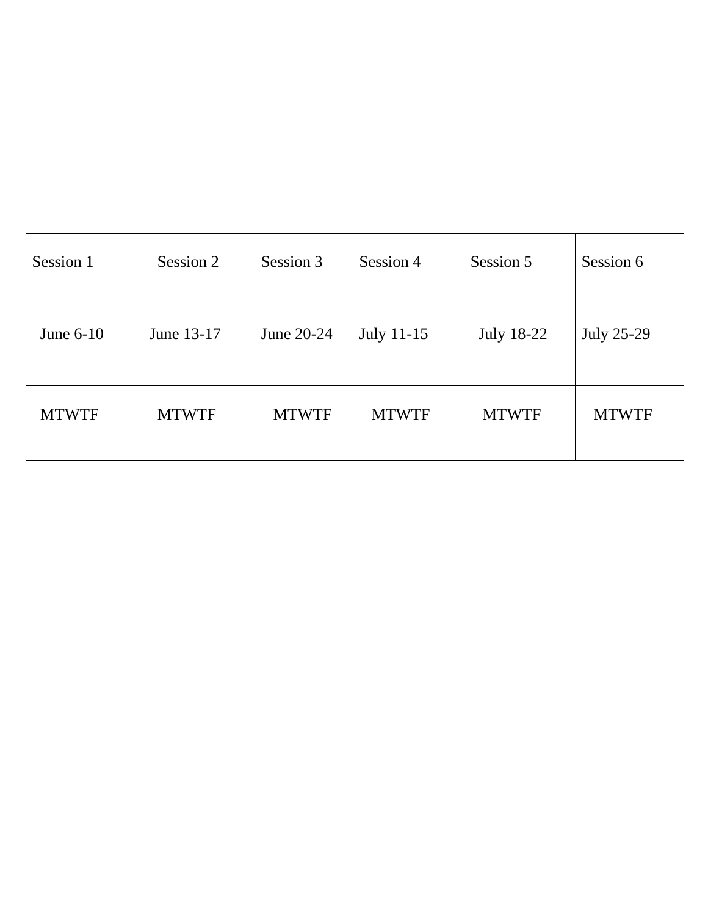| Session 1 | Session 2 | Session 3 | Session 4 | Session 5 | Session 6 |
|---|---|---|---|---|---|
| June 6-10 | June 13-17 | June 20-24 | July 11-15 | July 18-22 | July 25-29 |
| MTWTF | MTWTF | MTWTF | MTWTF | MTWTF | MTWTF |